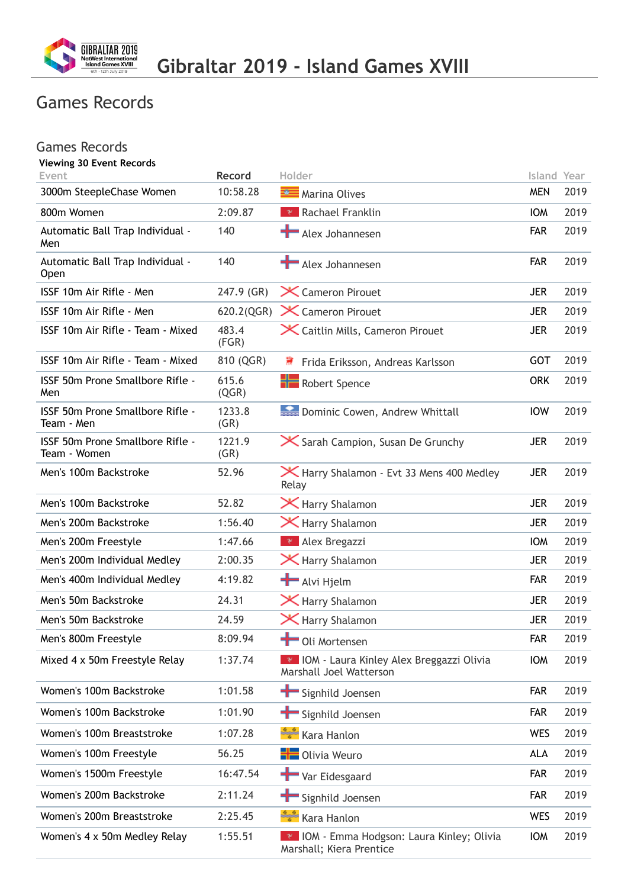# Gibraltar 2019 - Island Games XVIII

## Games Records

### Games Records

**Viewing 30 Event Records**

| Event | Record | Holder | Island | Year |
|---|---|---|---|---|
| 3000m SteepleChase Women | 10:58.28 | Marina Olives | MEN | 2019 |
| 800m Women | 2:09.87 | Rachael Franklin | IOM | 2019 |
| Automatic Ball Trap Individual - Men | 140 | Alex Johannesen | FAR | 2019 |
| Automatic Ball Trap Individual - Open | 140 | Alex Johannesen | FAR | 2019 |
| ISSF 10m Air Rifle - Men | 247.9 (GR) | Cameron Pirouet | JER | 2019 |
| ISSF 10m Air Rifle - Men | 620.2(QGR) | Cameron Pirouet | JER | 2019 |
| ISSF 10m Air Rifle - Team - Mixed | 483.4 (FGR) | Caitlin Mills, Cameron Pirouet | JER | 2019 |
| ISSF 10m Air Rifle - Team - Mixed | 810 (QGR) | Frida Eriksson, Andreas Karlsson | GOT | 2019 |
| ISSF 50m Prone Smallbore Rifle - Men | 615.6 (QGR) | Robert Spence | ORK | 2019 |
| ISSF 50m Prone Smallbore Rifle - Team - Men | 1233.8 (GR) | Dominic Cowen, Andrew Whittall | IOW | 2019 |
| ISSF 50m Prone Smallbore Rifle - Team - Women | 1221.9 (GR) | Sarah Campion, Susan De Grunchy | JER | 2019 |
| Men's 100m Backstroke | 52.96 | Harry Shalamon - Evt 33 Mens 400 Medley Relay | JER | 2019 |
| Men's 100m Backstroke | 52.82 | Harry Shalamon | JER | 2019 |
| Men's 200m Backstroke | 1:56.40 | Harry Shalamon | JER | 2019 |
| Men's 200m Freestyle | 1:47.66 | Alex Bregazzi | IOM | 2019 |
| Men's 200m Individual Medley | 2:00.35 | Harry Shalamon | JER | 2019 |
| Men's 400m Individual Medley | 4:19.82 | Alvi Hjelm | FAR | 2019 |
| Men's 50m Backstroke | 24.31 | Harry Shalamon | JER | 2019 |
| Men's 50m Backstroke | 24.59 | Harry Shalamon | JER | 2019 |
| Men's 800m Freestyle | 8:09.94 | Oli Mortensen | FAR | 2019 |
| Mixed 4 x 50m Freestyle Relay | 1:37.74 | IOM - Laura Kinley Alex Breggazzi Olivia Marshall Joel Watterson | IOM | 2019 |
| Women's 100m Backstroke | 1:01.58 | Signhild Joensen | FAR | 2019 |
| Women's 100m Backstroke | 1:01.90 | Signhild Joensen | FAR | 2019 |
| Women's 100m Breaststroke | 1:07.28 | Kara Hanlon | WES | 2019 |
| Women's 100m Freestyle | 56.25 | Olivia Weuro | ALA | 2019 |
| Women's 1500m Freestyle | 16:47.54 | Var Eidesgaard | FAR | 2019 |
| Women's 200m Backstroke | 2:11.24 | Signhild Joensen | FAR | 2019 |
| Women's 200m Breaststroke | 2:25.45 | Kara Hanlon | WES | 2019 |
| Women's 4 x 50m Medley Relay | 1:55.51 | IOM - Emma Hodgson: Laura Kinley; Olivia Marshall; Kiera Prentice | IOM | 2019 |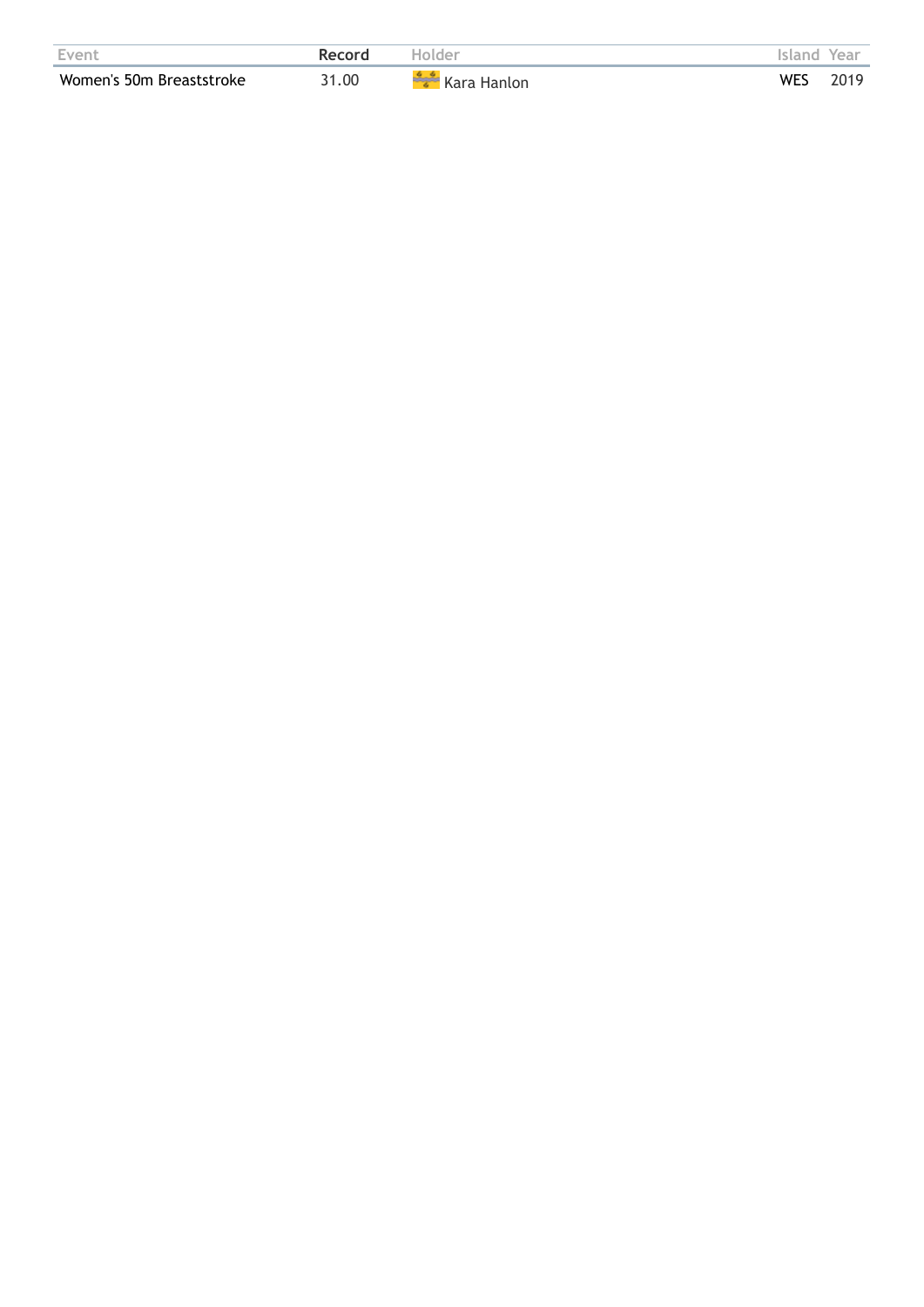| Event | Record | Holder | Island | Year |
|---|---|---|---|---|
| Women's 50m Breaststroke | 31.00 | Kara Hanlon | WES | 2019 |